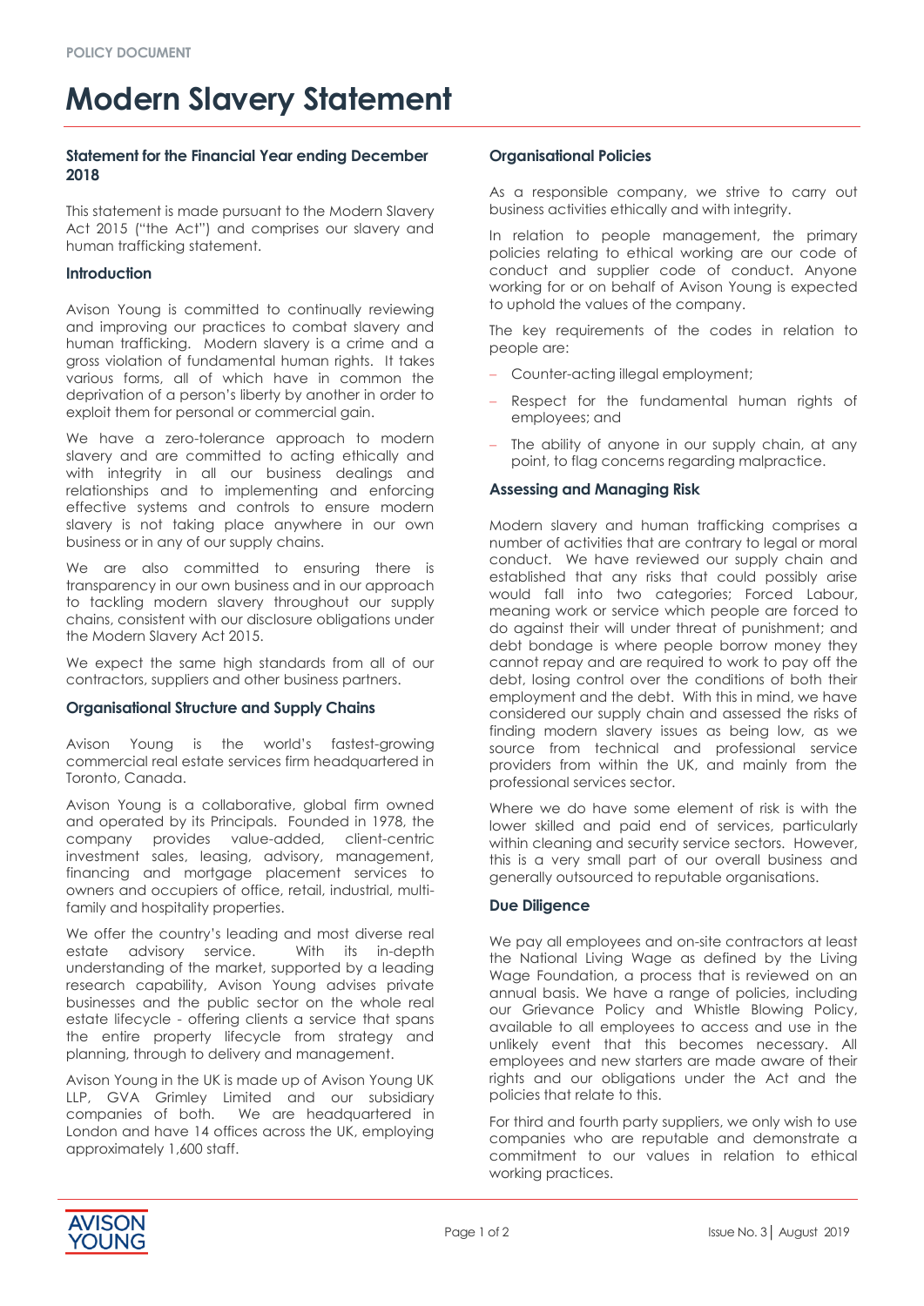POLICY DOCUMENT

# Modern Slavery Statement

### Statement for the Financial Year ending December 2018

This statement is made pursuant to the Modern Slavery Act 2015 ("the Act") and comprises our slavery and human trafficking statement.

### Introduction

Avison Young is committed to continually reviewing and improving our practices to combat slavery and human trafficking. Modern slavery is a crime and a gross violation of fundamental human rights. It takes various forms, all of which have in common the deprivation of a person's liberty by another in order to exploit them for personal or commercial gain.

We have a zero-tolerance approach to modern slavery and are committed to acting ethically and with integrity in all our business dealings and relationships and to implementing and enforcing effective systems and controls to ensure modern slavery is not taking place anywhere in our own business or in any of our supply chains.

We are also committed to ensuring there is transparency in our own business and in our approach to tackling modern slavery throughout our supply chains, consistent with our disclosure obligations under the Modern Slavery Act 2015.

We expect the same high standards from all of our contractors, suppliers and other business partners.

### Organisational Structure and Supply Chains

Avison Young is the world's fastest-growing commercial real estate services firm headquartered in Toronto, Canada.

Avison Young is a collaborative, global firm owned and operated by its Principals. Founded in 1978, the company provides value-added, client-centric investment sales, leasing, advisory, management, financing and mortgage placement services to owners and occupiers of office, retail, industrial, multi-family and hospitality properties.

We offer the country's leading and most diverse real estate advisory service. With its in-depth understanding of the market, supported by a leading research capability, Avison Young advises private businesses and the public sector on the whole real estate lifecycle - offering clients a service that spans the entire property lifecycle from strategy and planning, through to delivery and management.

Avison Young in the UK is made up of Avison Young UK LLP, GVA Grimley Limited and our subsidiary companies of both. We are headquartered in London and have 14 offices across the UK, employing approximately 1,600 staff.

### Organisational Policies

As a responsible company, we strive to carry out business activities ethically and with integrity.

In relation to people management, the primary policies relating to ethical working are our code of conduct and supplier code of conduct. Anyone working for or on behalf of Avison Young is expected to uphold the values of the company.

The key requirements of the codes in relation to people are:

- Counter-acting illegal employment;
- Respect for the fundamental human rights of employees; and
- The ability of anyone in our supply chain, at any point, to flag concerns regarding malpractice.

### Assessing and Managing Risk

Modern slavery and human trafficking comprises a number of activities that are contrary to legal or moral conduct. We have reviewed our supply chain and established that any risks that could possibly arise would fall into two categories; Forced Labour, meaning work or service which people are forced to do against their will under threat of punishment; and debt bondage is where people borrow money they cannot repay and are required to work to pay off the debt, losing control over the conditions of both their employment and the debt. With this in mind, we have considered our supply chain and assessed the risks of finding modern slavery issues as being low, as we source from technical and professional service providers from within the UK, and mainly from the professional services sector.

Where we do have some element of risk is with the lower skilled and paid end of services, particularly within cleaning and security service sectors. However, this is a very small part of our overall business and generally outsourced to reputable organisations.

### Due Diligence

We pay all employees and on-site contractors at least the National Living Wage as defined by the Living Wage Foundation, a process that is reviewed on an annual basis. We have a range of policies, including our Grievance Policy and Whistle Blowing Policy, available to all employees to access and use in the unlikely event that this becomes necessary. All employees and new starters are made aware of their rights and our obligations under the Act and the policies that relate to this.

For third and fourth party suppliers, we only wish to use companies who are reputable and demonstrate a commitment to our values in relation to ethical working practices.

Issue No. 3 | August 2019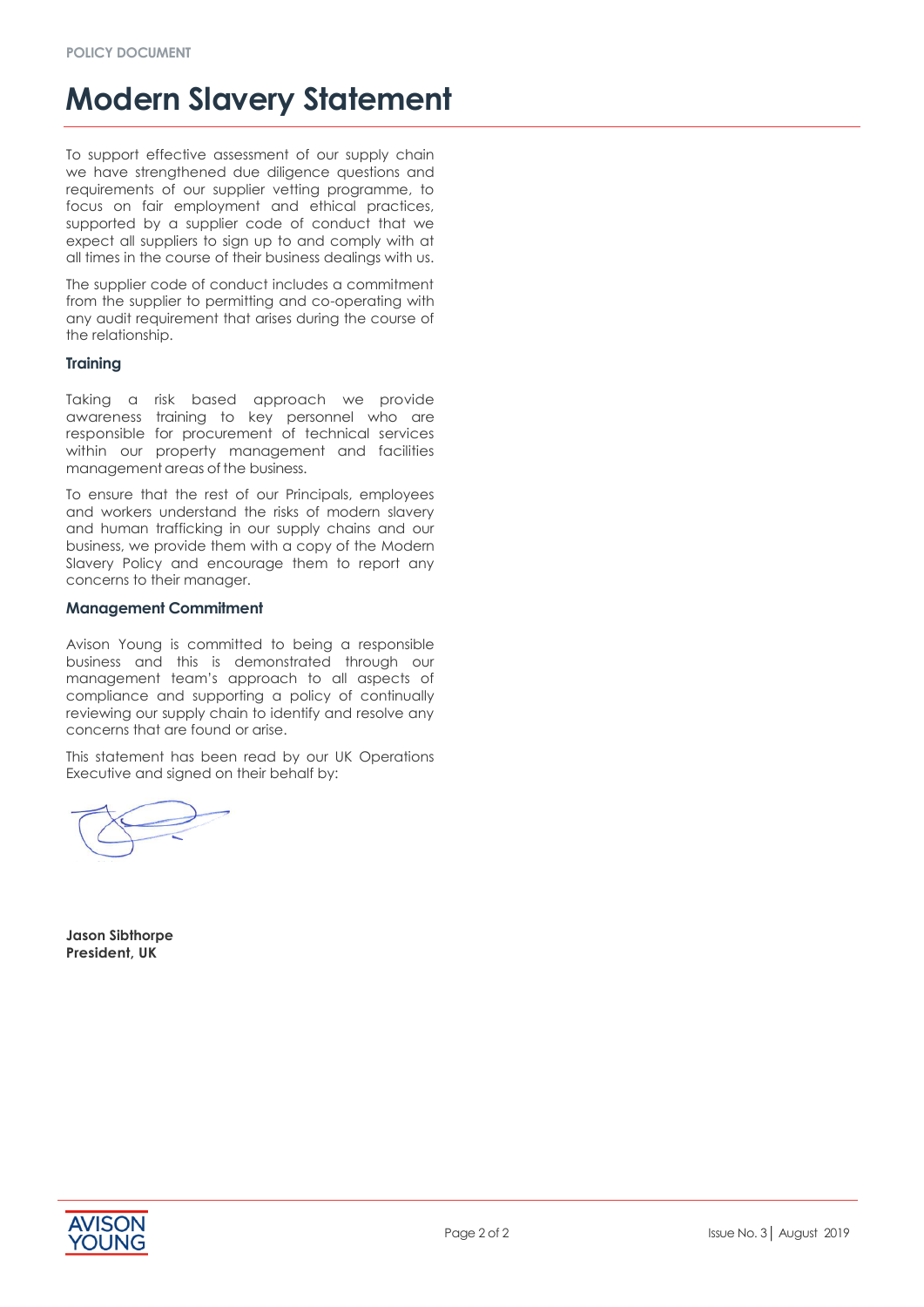POLICY DOCUMENT

# Modern Slavery Statement

To support effective assessment of our supply chain we have strengthened due diligence questions and requirements of our supplier vetting programme, to focus on fair employment and ethical practices, supported by a supplier code of conduct that we expect all suppliers to sign up to and comply with at all times in the course of their business dealings with us.

The supplier code of conduct includes a commitment from the supplier to permitting and co-operating with any audit requirement that arises during the course of the relationship.

### Training

Taking a risk based approach we provide awareness training to key personnel who are responsible for procurement of technical services within our property management and facilities management areas of the business.

To ensure that the rest of our Principals, employees and workers understand the risks of modern slavery and human trafficking in our supply chains and our business, we provide them with a copy of the Modern Slavery Policy and encourage them to report any concerns to their manager.

### Management Commitment

Avison Young is committed to being a responsible business and this is demonstrated through our management team's approach to all aspects of compliance and supporting a policy of continually reviewing our supply chain to identify and resolve any concerns that are found or arise.

This statement has been read by our UK Operations Executive and signed on their behalf by:

**Jason Sibthorpe**
**President, UK**

Issue No. 3 | August 2019